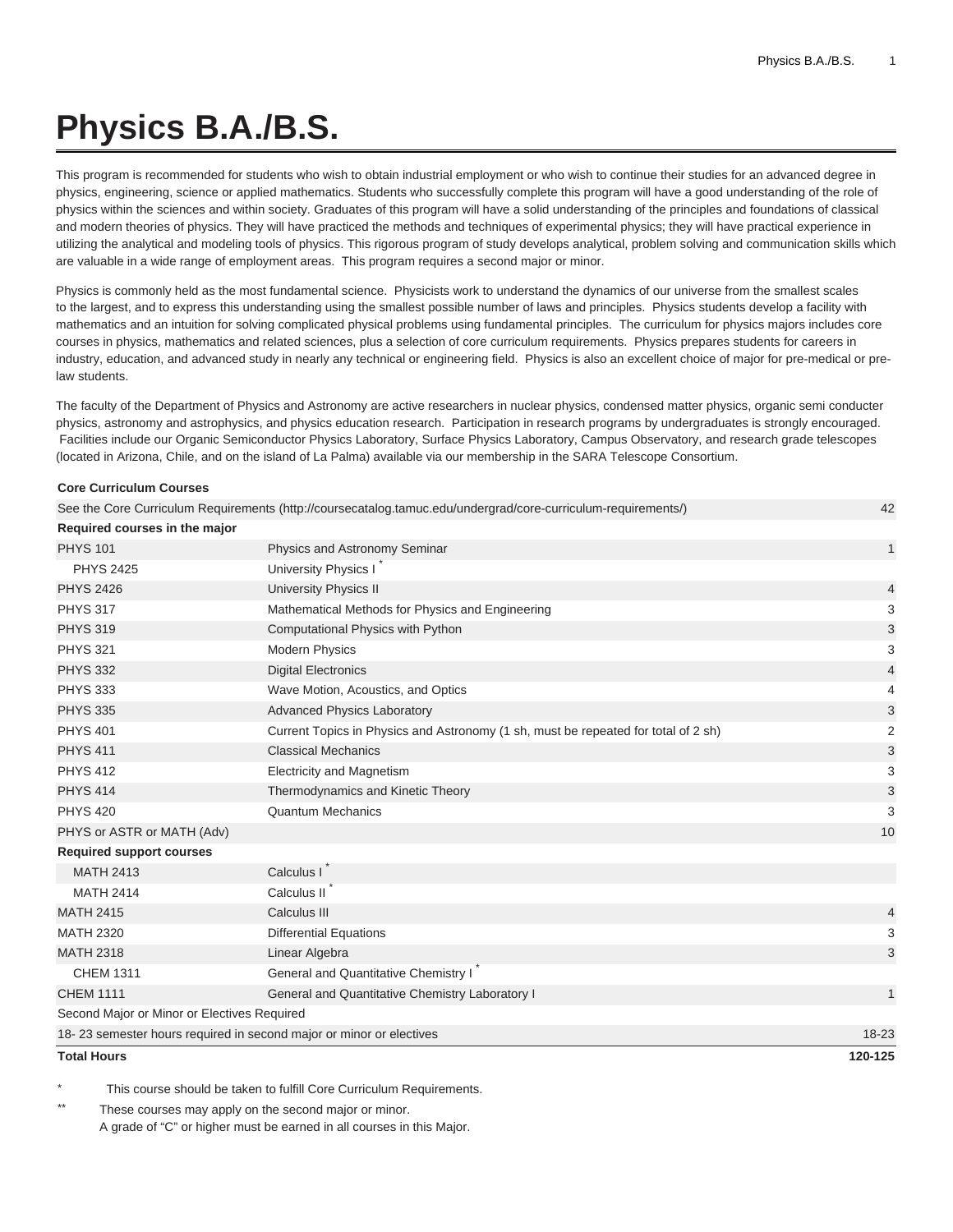# Physics B.A./B.S.

This program is recommended for students who wish to obtain industrial employment or who wish to continue their studies for an advanced degree in physics, engineering, science or applied mathematics. Students who successfully complete this program will have a good understanding of the role of physics within the sciences and within society. Graduates of this program will have a solid understanding of the principles and foundations of classical and modern theories of physics. They will have practiced the methods and techniques of experimental physics; they will have practical experience in utilizing the analytical and modeling tools of physics. This rigorous program of study develops analytical, problem solving and communication skills which are valuable in a wide range of employment areas. This program requires a second major or minor.

Physics is commonly held as the most fundamental science. Physicists work to understand the dynamics of our universe from the smallest scales to the largest, and to express this understanding using the smallest possible number of laws and principles. Physics students develop a facility with mathematics and an intuition for solving complicated physical problems using fundamental principles. The curriculum for physics majors includes core courses in physics, mathematics and related sciences, plus a selection of core curriculum requirements. Physics prepares students for careers in industry, education, and advanced study in nearly any technical or engineering field. Physics is also an excellent choice of major for pre-medical or pre-law students.

The faculty of the Department of Physics and Astronomy are active researchers in nuclear physics, condensed matter physics, organic semi conducter physics, astronomy and astrophysics, and physics education research. Participation in research programs by undergraduates is strongly encouraged. Facilities include our Organic Semiconductor Physics Laboratory, Surface Physics Laboratory, Campus Observatory, and research grade telescopes (located in Arizona, Chile, and on the island of La Palma) available via our membership in the SARA Telescope Consortium.

| | | |
|---|---|---|
| **Core Curriculum Courses** | | |
| See the Core Curriculum Requirements (http://coursecatalog.tamuc.edu/undergrad/core-curriculum-requirements/) | | 42 |
| **Required courses in the major** | | |
| PHYS 101 | Physics and Astronomy Seminar | 1 |
| PHYS 2425 | University Physics I * | |
| PHYS 2426 | University Physics II | 4 |
| PHYS 317 | Mathematical Methods for Physics and Engineering | 3 |
| PHYS 319 | Computational Physics with Python | 3 |
| PHYS 321 | Modern Physics | 3 |
| PHYS 332 | Digital Electronics | 4 |
| PHYS 333 | Wave Motion, Acoustics, and Optics | 4 |
| PHYS 335 | Advanced Physics Laboratory | 3 |
| PHYS 401 | Current Topics in Physics and Astronomy (1 sh, must be repeated for total of 2 sh) | 2 |
| PHYS 411 | Classical Mechanics | 3 |
| PHYS 412 | Electricity and Magnetism | 3 |
| PHYS 414 | Thermodynamics and Kinetic Theory | 3 |
| PHYS 420 | Quantum Mechanics | 3 |
| PHYS or ASTR or MATH (Adv) | | 10 |
| **Required support courses** | | |
| MATH 2413 | Calculus I * | |
| MATH 2414 | Calculus II * | |
| MATH 2415 | Calculus III | 4 |
| MATH 2320 | Differential Equations | 3 |
| MATH 2318 | Linear Algebra | 3 |
| CHEM 1311 | General and Quantitative Chemistry I * | |
| CHEM 1111 | General and Quantitative Chemistry Laboratory I | 1 |
| Second Major or Minor or Electives Required | | |
| 18- 23 semester hours required in second major or minor or electives | | 18-23 |
| **Total Hours** | | **120-125** |

\* This course should be taken to fulfill Core Curriculum Requirements.

\** These courses may apply on the second major or minor.
A grade of “C” or higher must be earned in all courses in this Major.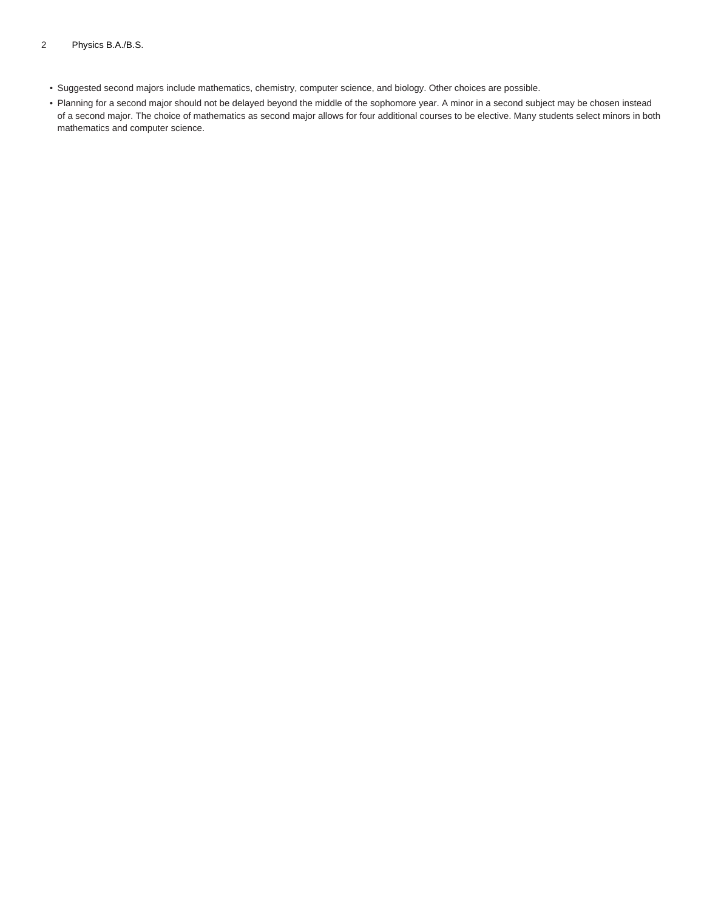- Suggested second majors include mathematics, chemistry, computer science, and biology. Other choices are possible.
- Planning for a second major should not be delayed beyond the middle of the sophomore year. A minor in a second subject may be chosen instead of a second major. The choice of mathematics as second major allows for four additional courses to be elective. Many students select minors in both mathematics and computer science.